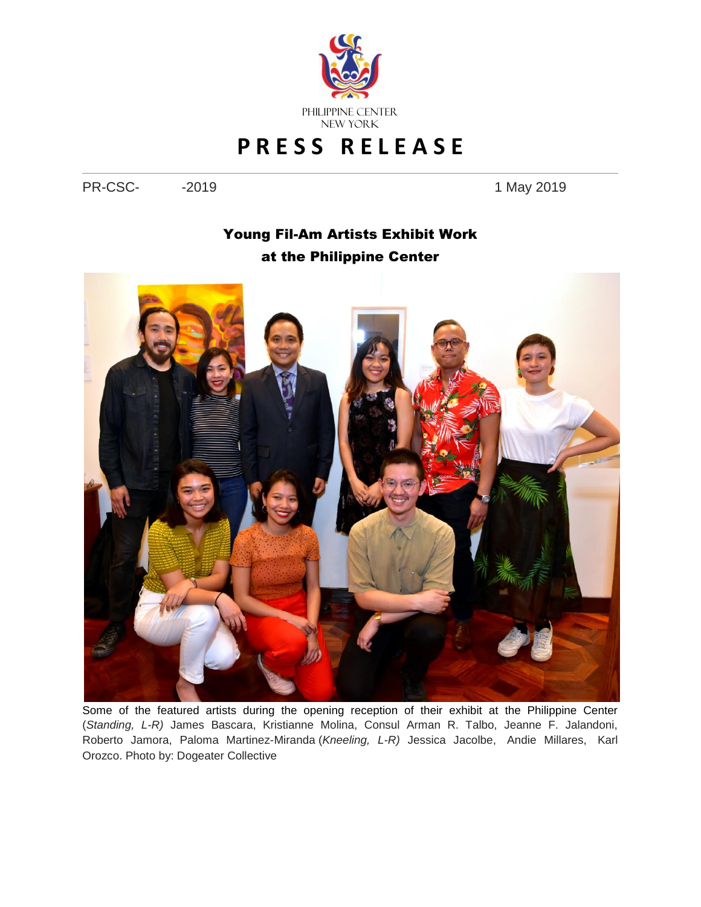PHILIPPINE CENTER
NEW YORK

# PRESS RELEASE

PR-CSC- -2019 1 May 2019

## Young Fil-Am Artists Exhibit Work at the Philippine Center

Some of the featured artists during the opening reception of their exhibit at the Philippine Center (*Standing, L-R)* James Bascara, Kristianne Molina, Consul Arman R. Talbo, Jeanne F. Jalandoni, Roberto Jamora, Paloma Martinez-Miranda (*Kneeling, L-R)* Jessica Jacolbe, Andie Millares, Karl Orozco. Photo by: Dogeater Collective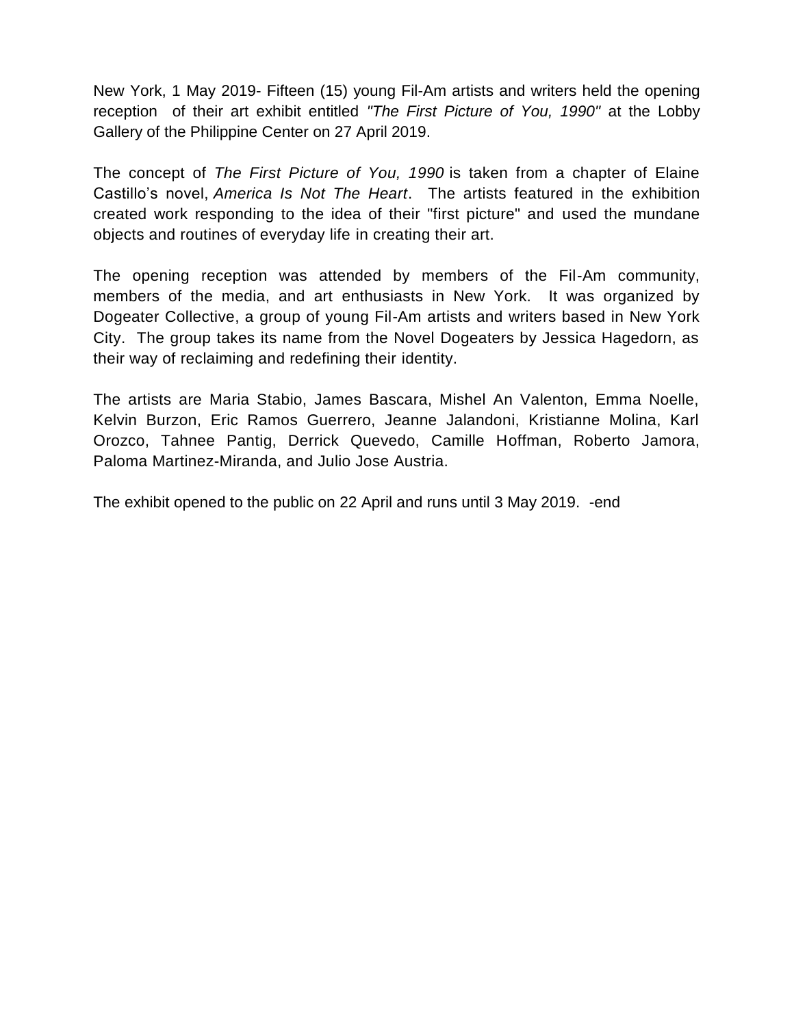New York, 1 May 2019- Fifteen (15) young Fil-Am artists and writers held the opening reception of their art exhibit entitled *"The First Picture of You, 1990"* at the Lobby Gallery of the Philippine Center on 27 April 2019.

The concept of *The First Picture of You, 1990* is taken from a chapter of Elaine Castillo's novel, *America Is Not The Heart*. The artists featured in the exhibition created work responding to the idea of their "first picture" and used the mundane objects and routines of everyday life in creating their art.

The opening reception was attended by members of the Fil-Am community, members of the media, and art enthusiasts in New York. It was organized by Dogeater Collective, a group of young Fil-Am artists and writers based in New York City. The group takes its name from the Novel Dogeaters by Jessica Hagedorn, as their way of reclaiming and redefining their identity.

The artists are Maria Stabio, James Bascara, Mishel An Valenton, Emma Noelle, Kelvin Burzon, Eric Ramos Guerrero, Jeanne Jalandoni, Kristianne Molina, Karl Orozco, Tahnee Pantig, Derrick Quevedo, Camille Hoffman, Roberto Jamora, Paloma Martinez-Miranda, and Julio Jose Austria.

The exhibit opened to the public on 22 April and runs until 3 May 2019. -end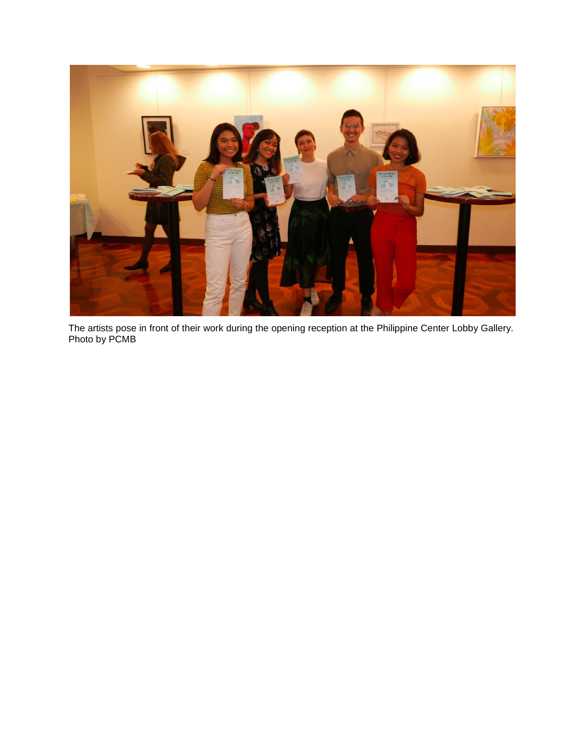The artists pose in front of their work during the opening reception at the Philippine Center Lobby Gallery. Photo by PCMB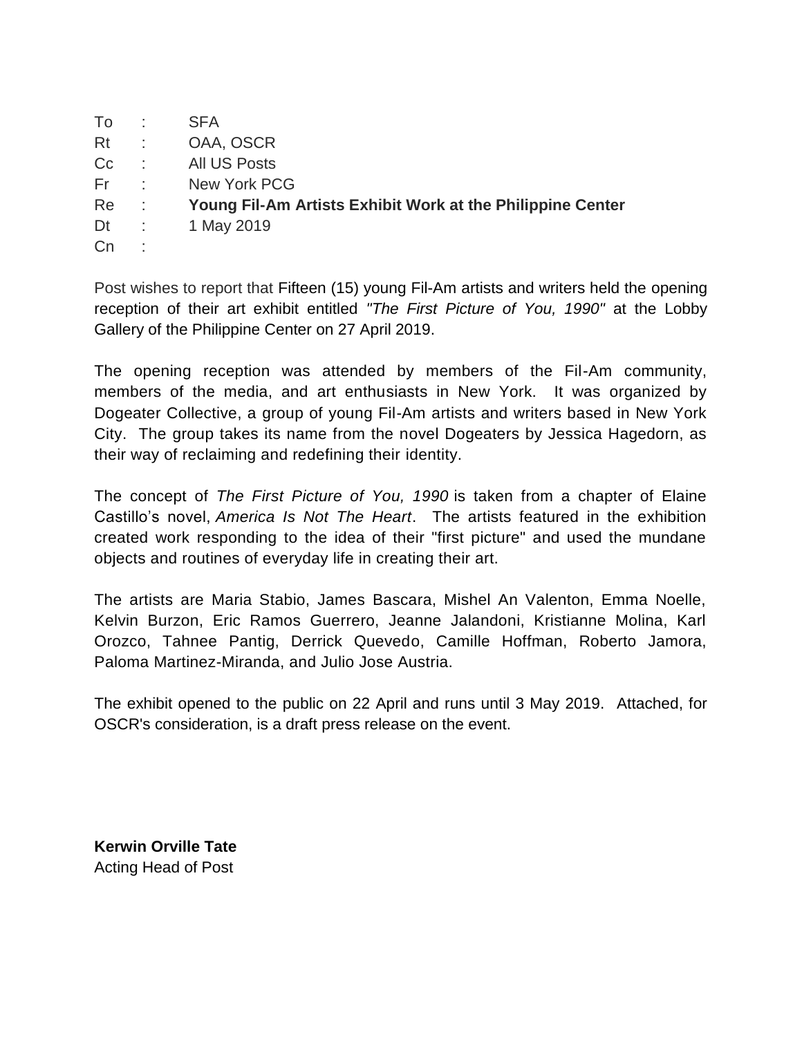| | | |
|---|---|---|
| To | : | SFA |
| Rt | : | OAA, OSCR |
| Cc | : | All US Posts |
| Fr | : | New York PCG |
| Re | : | **Young Fil-Am Artists Exhibit Work at the Philippine Center** |
| Dt | : | 1 May 2019 |
| Cn | : | |

Post wishes to report that Fifteen (15) young Fil-Am artists and writers held the opening reception of their art exhibit entitled *"The First Picture of You, 1990"* at the Lobby Gallery of the Philippine Center on 27 April 2019.

The opening reception was attended by members of the Fil-Am community, members of the media, and art enthusiasts in New York. It was organized by Dogeater Collective, a group of young Fil-Am artists and writers based in New York City. The group takes its name from the novel Dogeaters by Jessica Hagedorn, as their way of reclaiming and redefining their identity.

The concept of *The First Picture of You, 1990* is taken from a chapter of Elaine Castillo's novel, *America Is Not The Heart*. The artists featured in the exhibition created work responding to the idea of their "first picture" and used the mundane objects and routines of everyday life in creating their art.

The artists are Maria Stabio, James Bascara, Mishel An Valenton, Emma Noelle, Kelvin Burzon, Eric Ramos Guerrero, Jeanne Jalandoni, Kristianne Molina, Karl Orozco, Tahnee Pantig, Derrick Quevedo, Camille Hoffman, Roberto Jamora, Paloma Martinez-Miranda, and Julio Jose Austria.

The exhibit opened to the public on 22 April and runs until 3 May 2019. Attached, for OSCR's consideration, is a draft press release on the event.

**Kerwin Orville Tate**
Acting Head of Post